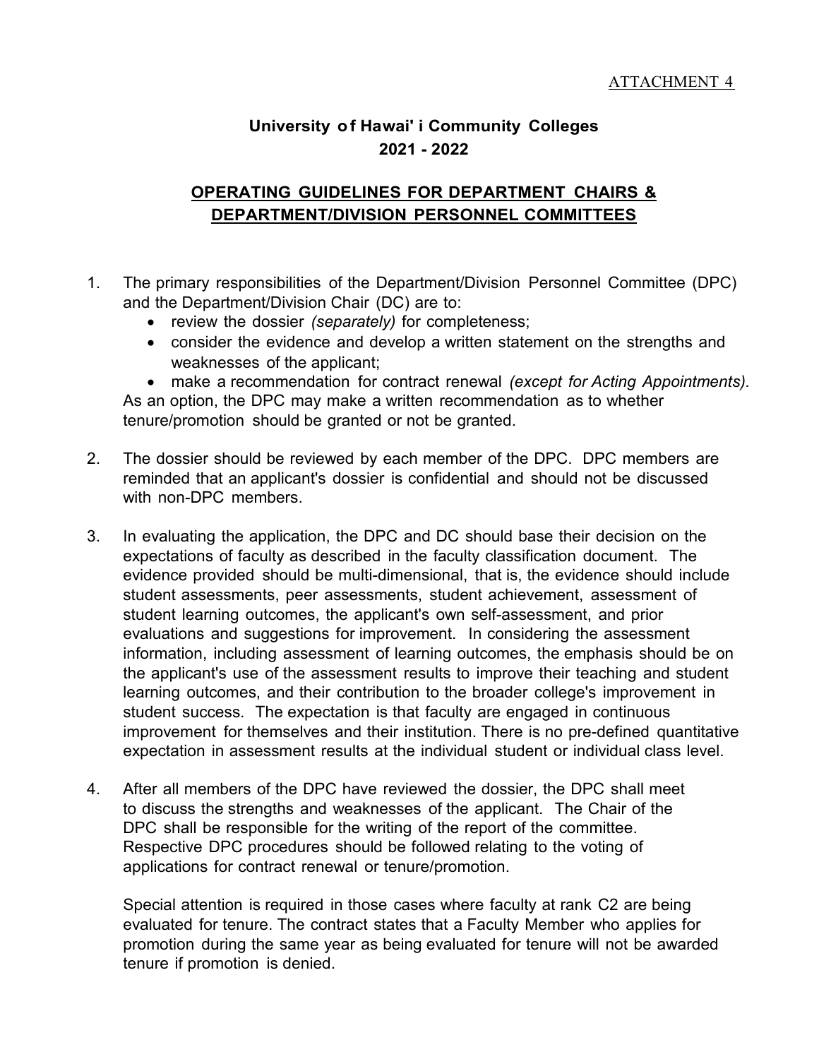ATTACHMENT 4

**University of Hawai' i Community Colleges**
**2021 - 2022**

## OPERATING GUIDELINES FOR DEPARTMENT CHAIRS & DEPARTMENT/DIVISION PERSONNEL COMMITTEES

1. The primary responsibilities of the Department/Division Personnel Committee (DPC) and the Department/Division Chair (DC) are to:
   - review the dossier *(separately)* for completeness;
   - consider the evidence and develop a written statement on the strengths and weaknesses of the applicant;
   - make a recommendation for contract renewal *(except for Acting Appointments).*

   As an option, the DPC may make a written recommendation as to whether tenure/promotion should be granted or not be granted.

2. The dossier should be reviewed by each member of the DPC. DPC members are reminded that an applicant's dossier is confidential and should not be discussed with non-DPC members.

3. In evaluating the application, the DPC and DC should base their decision on the expectations of faculty as described in the faculty classification document. The evidence provided should be multi-dimensional, that is, the evidence should include student assessments, peer assessments, student achievement, assessment of student learning outcomes, the applicant's own self-assessment, and prior evaluations and suggestions for improvement. In considering the assessment information, including assessment of learning outcomes, the emphasis should be on the applicant's use of the assessment results to improve their teaching and student learning outcomes, and their contribution to the broader college's improvement in student success. The expectation is that faculty are engaged in continuous improvement for themselves and their institution. There is no pre-defined quantitative expectation in assessment results at the individual student or individual class level.

4. After all members of the DPC have reviewed the dossier, the DPC shall meet to discuss the strengths and weaknesses of the applicant. The Chair of the DPC shall be responsible for the writing of the report of the committee. Respective DPC procedures should be followed relating to the voting of applications for contract renewal or tenure/promotion.

   Special attention is required in those cases where faculty at rank C2 are being evaluated for tenure. The contract states that a Faculty Member who applies for promotion during the same year as being evaluated for tenure will not be awarded tenure if promotion is denied.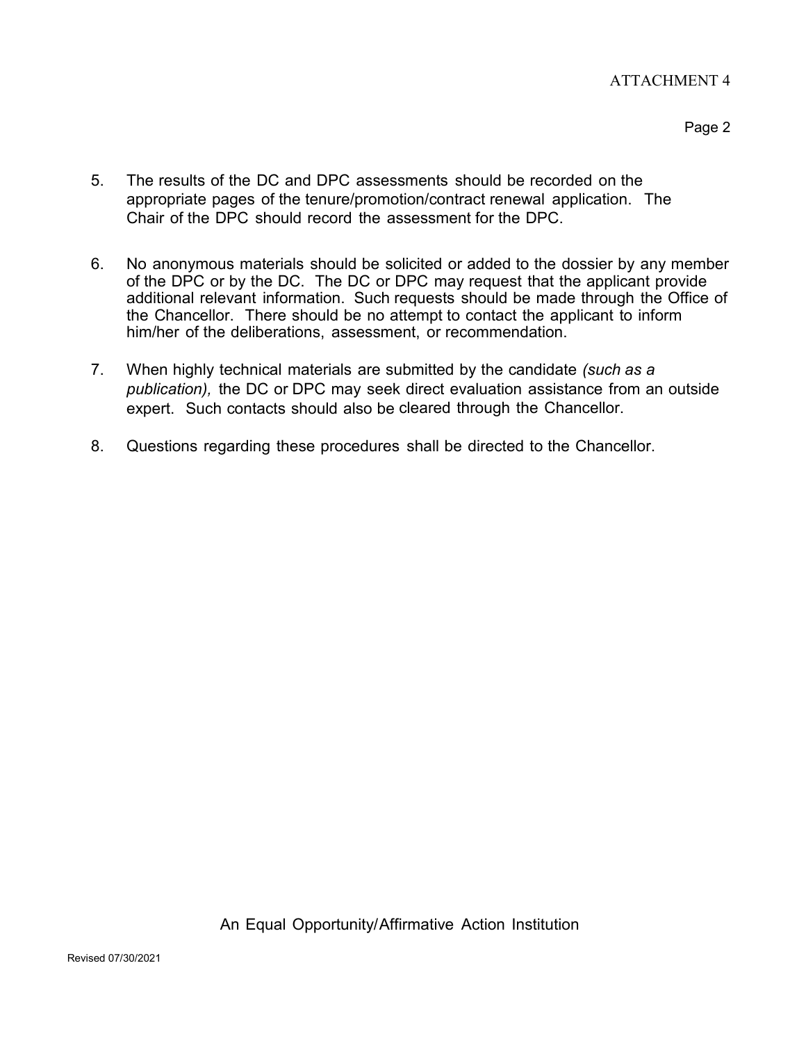5. The results of the DC and DPC assessments should be recorded on the appropriate pages of the tenure/promotion/contract renewal application. The Chair of the DPC should record the assessment for the DPC.

6. No anonymous materials should be solicited or added to the dossier by any member of the DPC or by the DC. The DC or DPC may request that the applicant provide additional relevant information. Such requests should be made through the Office of the Chancellor. There should be no attempt to contact the applicant to inform him/her of the deliberations, assessment, or recommendation.

7. When highly technical materials are submitted by the candidate *(such as a publication),* the DC or DPC may seek direct evaluation assistance from an outside expert. Such contacts should also be cleared through the Chancellor.

8. Questions regarding these procedures shall be directed to the Chancellor.